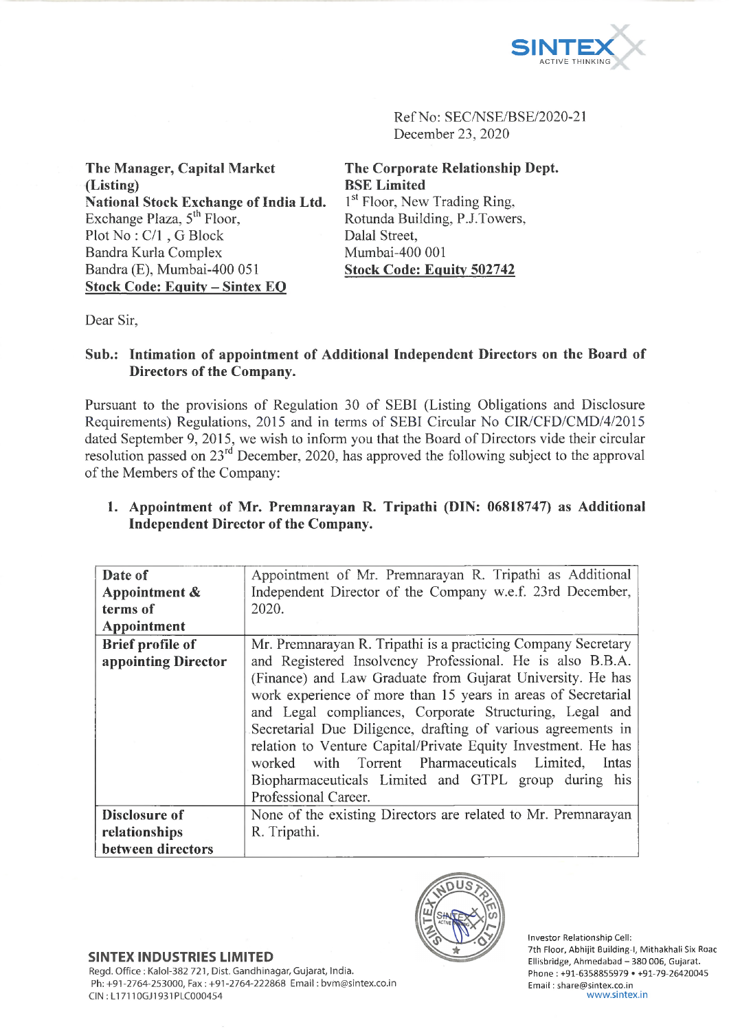Ref No: SEC/NSE/BSE/2020-21
December 23, 2020

**The Manager, Capital Market (Listing)**
**National Stock Exchange of India Ltd.**
Exchange Plaza, 5th Floor,
Plot No : C/1 , G Block
Bandra Kurla Complex
Bandra (E), Mumbai-400 051
**Stock Code: Equity – Sintex EQ**

**The Corporate Relationship Dept.**
**BSE Limited**
1st Floor, New Trading Ring,
Rotunda Building, P.J.Towers,
Dalal Street,
Mumbai-400 001
**Stock Code: Equity 502742**

Dear Sir,

**Sub.: Intimation of appointment of Additional Independent Directors on the Board of Directors of the Company.**

Pursuant to the provisions of Regulation 30 of SEBI (Listing Obligations and Disclosure Requirements) Regulations, 2015 and in terms of SEBI Circular No CIR/CFD/CMD/4/2015 dated September 9, 2015, we wish to inform you that the Board of Directors vide their circular resolution passed on 23rd December, 2020, has approved the following subject to the approval of the Members of the Company:

1. **Appointment of Mr. Premnarayan R. Tripathi (DIN: 06818747) as Additional Independent Director of the Company.**

| | |
|---|---|
| **Date of Appointment & terms of Appointment** | Appointment of Mr. Premnarayan R. Tripathi as Additional Independent Director of the Company w.e.f. 23rd December, 2020. |
| **Brief profile of appointing Director** | Mr. Premnarayan R. Tripathi is a practicing Company Secretary and Registered Insolvency Professional. He is also B.B.A. (Finance) and Law Graduate from Gujarat University. He has work experience of more than 15 years in areas of Secretarial and Legal compliances, Corporate Structuring, Legal and Secretarial Due Diligence, drafting of various agreements in relation to Venture Capital/Private Equity Investment. He has worked with Torrent Pharmaceuticals Limited, Intas Biopharmaceuticals Limited and GTPL group during his Professional Career. |
| **Disclosure of relationships between directors** | None of the existing Directors are related to Mr. Premnarayan R. Tripathi. |

**SINTEX INDUSTRIES LIMITED**
Regd. Office : Kalol-382 721, Dist. Gandhinagar, Gujarat, India.
Ph: +91-2764-253000, Fax : +91-2764-222868 Email : bvm@sintex.co.in
CIN : L17110GJ1931PLC000454

Investor Relationship Cell:
7th Floor, Abhijit Building-I, Mithakhali Six Road
Ellisbridge, Ahmedabad – 380 006, Gujarat.
Phone : +91-6358855979 • +91-79-26420045
Email : share@sintex.co.in
www.sintex.in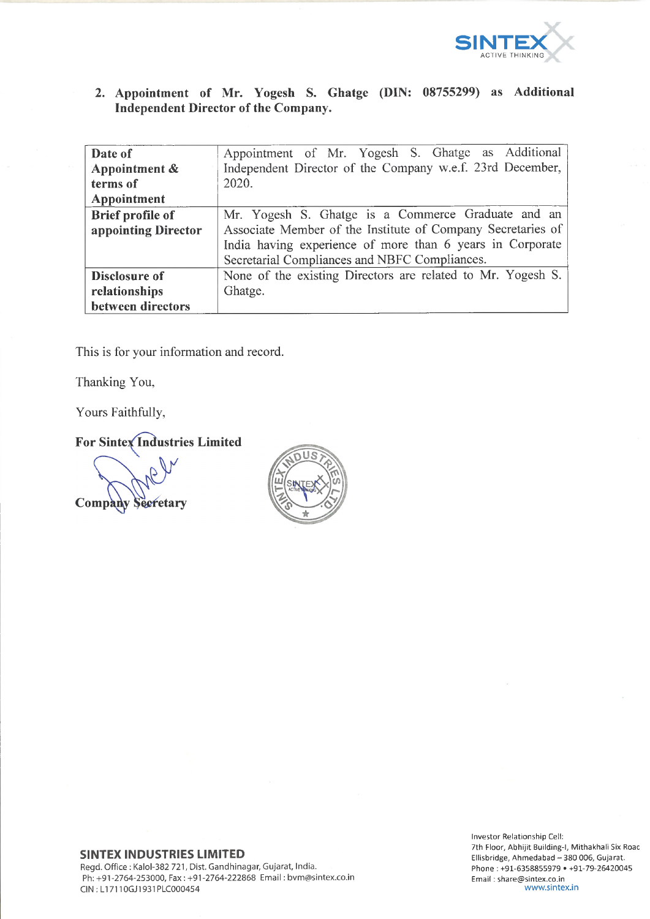2. **Appointment of Mr. Yogesh S. Ghatge (DIN: 08755299) as Additional Independent Director of the Company.**

| | |
|---|---|
| **Date of Appointment & terms of Appointment** | Appointment of Mr. Yogesh S. Ghatge as Additional Independent Director of the Company w.e.f. 23rd December, 2020. |
| **Brief profile of appointing Director** | Mr. Yogesh S. Ghatge is a Commerce Graduate and an Associate Member of the Institute of Company Secretaries of India having experience of more than 6 years in Corporate Secretarial Compliances and NBFC Compliances. |
| **Disclosure of relationships between directors** | None of the existing Directors are related to Mr. Yogesh S. Ghatge. |

This is for your information and record.

Thanking You,

Yours Faithfully,

**For Sintex Industries Limited**

**Company Secretary**

**SINTEX INDUSTRIES LIMITED**
Regd. Office : Kalol-382 721, Dist. Gandhinagar, Gujarat, India.
Ph: +91-2764-253000, Fax : +91-2764-222868 Email : bvm@sintex.co.in
CIN : L17110GJ1931PLC000454

Investor Relationship Cell:
7th Floor, Abhijit Building-I, Mithakhali Six Road
Ellisbridge, Ahmedabad – 380 006, Gujarat.
Phone : +91-6358855979 • +91-79-26420045
Email : share@sintex.co.in
www.sintex.in